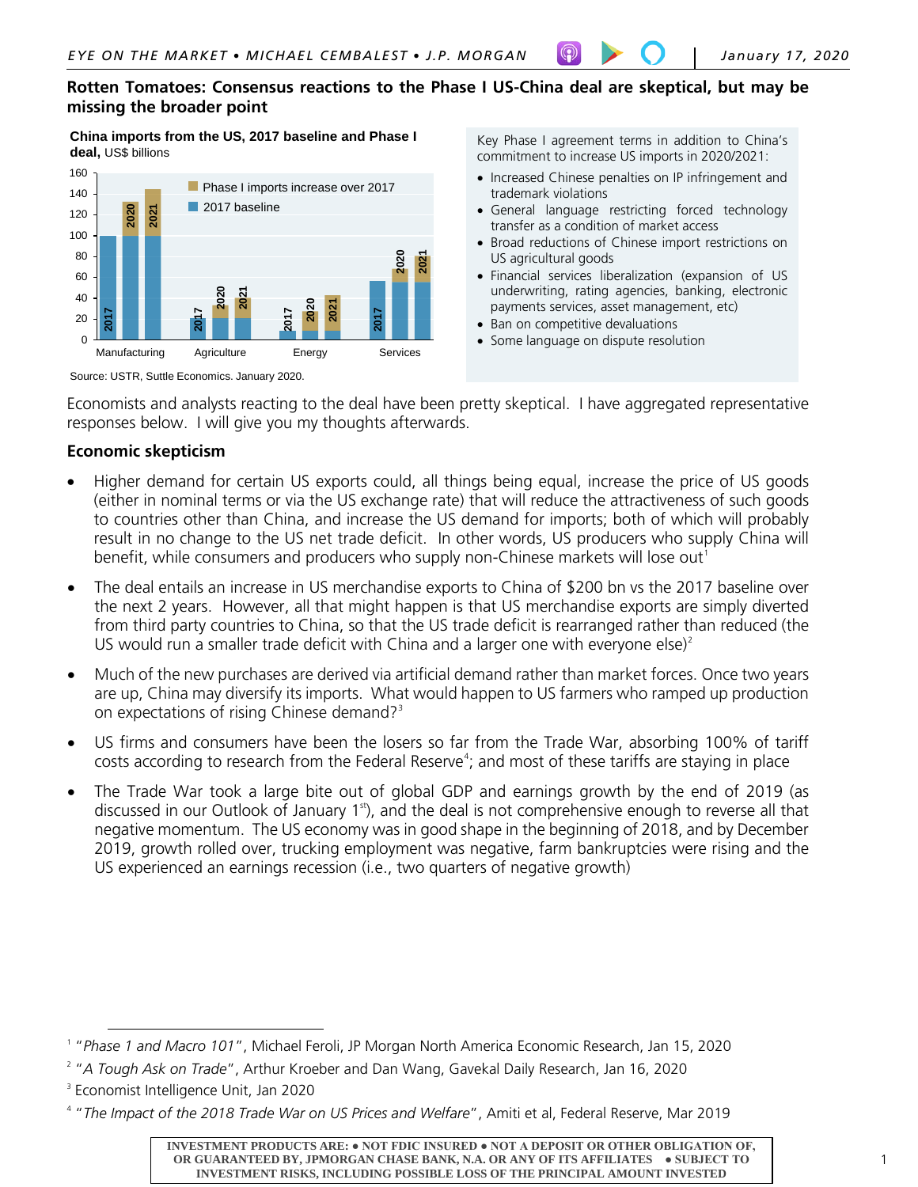# Rotten Tomatoes: Consensus reactions to the Phase I US-China deal are skeptical, but may be missing the broader point

**China imports from the US, 2017 baseline and Phase I deal,** US$ billions

Source: USTR, Suttle Economics. January 2020.

Key Phase I agreement terms in addition to China's commitment to increase US imports in 2020/2021:

- Increased Chinese penalties on IP infringement and trademark violations
- General language restricting forced technology transfer as a condition of market access
- Broad reductions of Chinese import restrictions on US agricultural goods
- Financial services liberalization (expansion of US underwriting, rating agencies, banking, electronic payments services, asset management, etc)
- Ban on competitive devaluations
- Some language on dispute resolution

Economists and analysts reacting to the deal have been pretty skeptical. I have aggregated representative responses below. I will give you my thoughts afterwards.

## Economic skepticism

- Higher demand for certain US exports could, all things being equal, increase the price of US goods (either in nominal terms or via the US exchange rate) that will reduce the attractiveness of such goods to countries other than China, and increase the US demand for imports; both of which will probably result in no change to the US net trade deficit. In other words, US producers who supply China will benefit, while consumers and producers who supply non-Chinese markets will lose out[1]
- The deal entails an increase in US merchandise exports to China of $200 bn vs the 2017 baseline over the next 2 years. However, all that might happen is that US merchandise exports are simply diverted from third party countries to China, so that the US trade deficit is rearranged rather than reduced (the US would run a smaller trade deficit with China and a larger one with everyone else)[2]
- Much of the new purchases are derived via artificial demand rather than market forces. Once two years are up, China may diversify its imports. What would happen to US farmers who ramped up production on expectations of rising Chinese demand?[3]
- US firms and consumers have been the losers so far from the Trade War, absorbing 100% of tariff costs according to research from the Federal Reserve[4]; and most of these tariffs are staying in place
- The Trade War took a large bite out of global GDP and earnings growth by the end of 2019 (as discussed in our Outlook of January 1st), and the deal is not comprehensive enough to reverse all that negative momentum. The US economy was in good shape in the beginning of 2018, and by December 2019, growth rolled over, trucking employment was negative, farm bankruptcies were rising and the US experienced an earnings recession (i.e., two quarters of negative growth)

---

[1] "*Phase 1 and Macro 101*", Michael Feroli, JP Morgan North America Economic Research, Jan 15, 2020

[2] "*A Tough Ask on Trade*", Arthur Kroeber and Dan Wang, Gavekal Daily Research, Jan 16, 2020

[3] Economist Intelligence Unit, Jan 2020

[4] "*The Impact of the 2018 Trade War on US Prices and Welfare*", Amiti et al, Federal Reserve, Mar 2019

INVESTMENT PRODUCTS ARE: • NOT FDIC INSURED • NOT A DEPOSIT OR OTHER OBLIGATION OF, OR GUARANTEED BY, JPMORGAN CHASE BANK, N.A. OR ANY OF ITS AFFILIATES • SUBJECT TO INVESTMENT RISKS, INCLUDING POSSIBLE LOSS OF THE PRINCIPAL AMOUNT INVESTED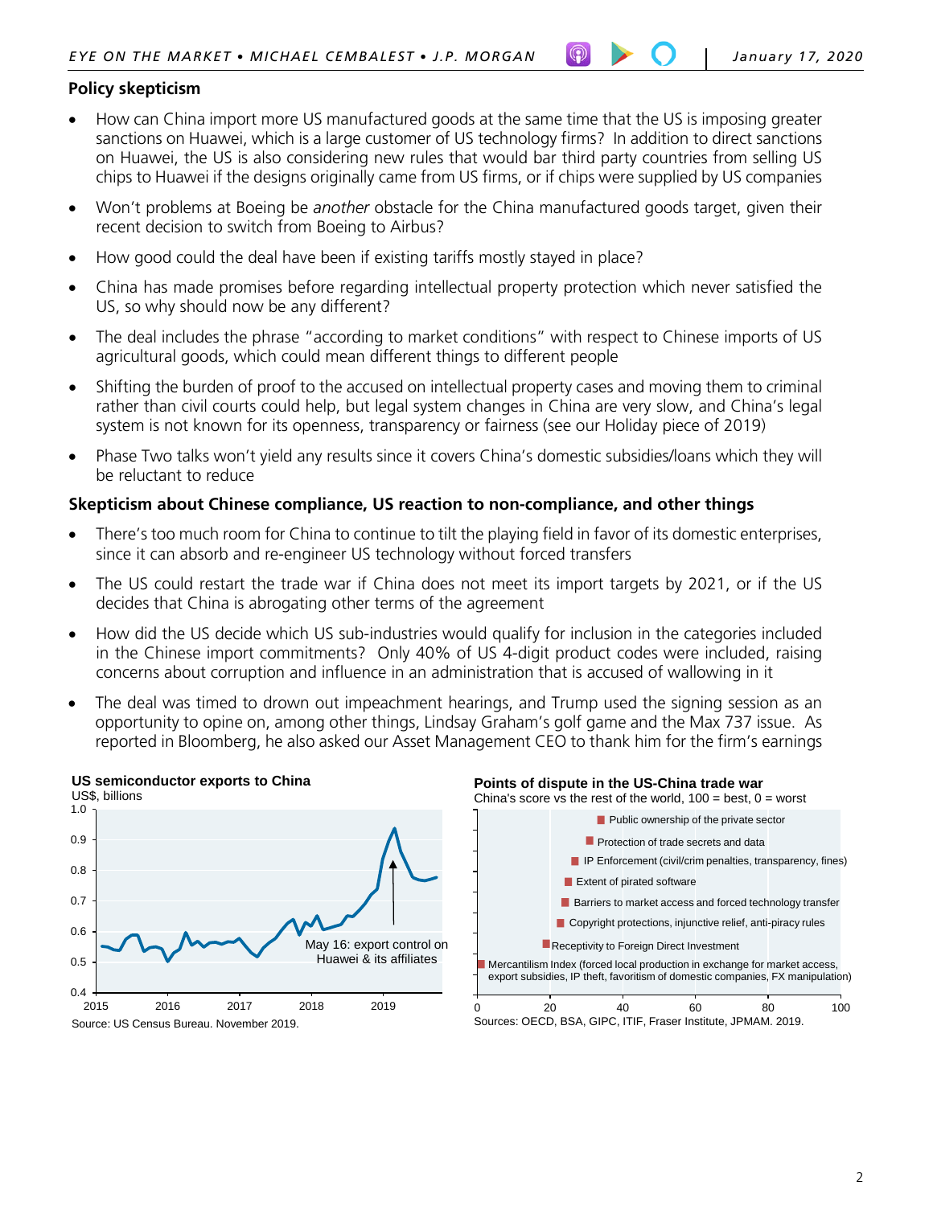## Policy skepticism

- How can China import more US manufactured goods at the same time that the US is imposing greater sanctions on Huawei, which is a large customer of US technology firms? In addition to direct sanctions on Huawei, the US is also considering new rules that would bar third party countries from selling US chips to Huawei if the designs originally came from US firms, or if chips were supplied by US companies
- Won't problems at Boeing be *another* obstacle for the China manufactured goods target, given their recent decision to switch from Boeing to Airbus?
- How good could the deal have been if existing tariffs mostly stayed in place?
- China has made promises before regarding intellectual property protection which never satisfied the US, so why should now be any different?
- The deal includes the phrase "according to market conditions" with respect to Chinese imports of US agricultural goods, which could mean different things to different people
- Shifting the burden of proof to the accused on intellectual property cases and moving them to criminal rather than civil courts could help, but legal system changes in China are very slow, and China's legal system is not known for its openness, transparency or fairness (see our Holiday piece of 2019)
- Phase Two talks won't yield any results since it covers China's domestic subsidies/loans which they will be reluctant to reduce

## Skepticism about Chinese compliance, US reaction to non-compliance, and other things

- There's too much room for China to continue to tilt the playing field in favor of its domestic enterprises, since it can absorb and re-engineer US technology without forced transfers
- The US could restart the trade war if China does not meet its import targets by 2021, or if the US decides that China is abrogating other terms of the agreement
- How did the US decide which US sub-industries would qualify for inclusion in the categories included in the Chinese import commitments? Only 40% of US 4-digit product codes were included, raising concerns about corruption and influence in an administration that is accused of wallowing in it
- The deal was timed to drown out impeachment hearings, and Trump used the signing session as an opportunity to opine on, among other things, Lindsay Graham's golf game and the Max 737 issue. As reported in Bloomberg, he also asked our Asset Management CEO to thank him for the firm's earnings

**US semiconductor exports to China**
US$, billions

May 16: export control on Huawei & its affiliates

Source: US Census Bureau. November 2019.

**Points of dispute in the US-China trade war**
China's score vs the rest of the world, 100 = best, 0 = worst

- Public ownership of the private sector
- Protection of trade secrets and data
- IP Enforcement (civil/crim penalties, transparency, fines)
- Extent of pirated software
- Barriers to market access and forced technology transfer
- Copyright protections, injunctive relief, anti-piracy rules
- Receptivity to Foreign Direct Investment
- Mercantilism Index (forced local production in exchange for market access, export subsidies, IP theft, favoritism of domestic companies, FX manipulation)

Sources: OECD, BSA, GIPC, ITIF, Fraser Institute, JPMAM. 2019.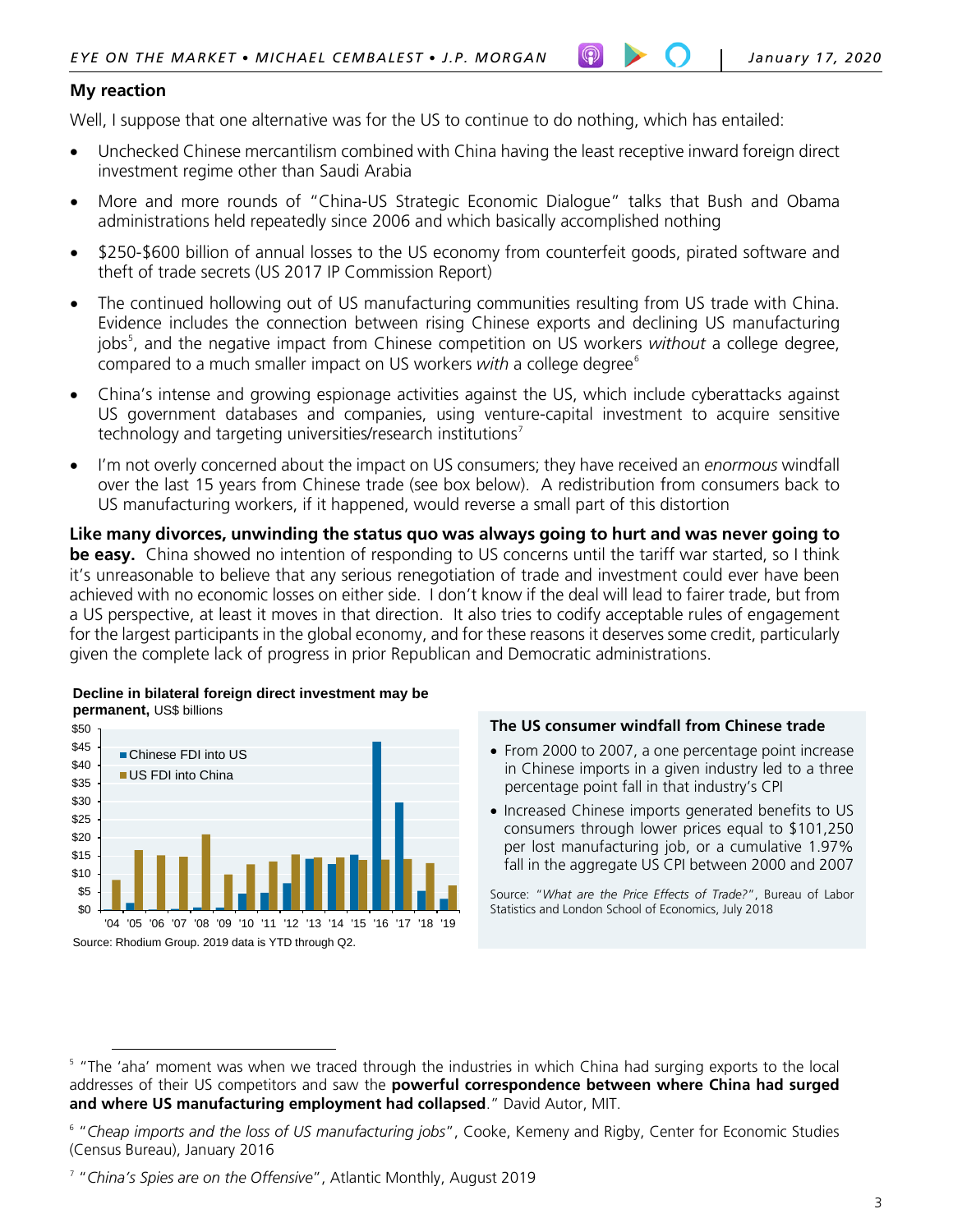## My reaction

Well, I suppose that one alternative was for the US to continue to do nothing, which has entailed:

- Unchecked Chinese mercantilism combined with China having the least receptive inward foreign direct investment regime other than Saudi Arabia
- More and more rounds of "China-US Strategic Economic Dialogue" talks that Bush and Obama administrations held repeatedly since 2006 and which basically accomplished nothing
- $250-$600 billion of annual losses to the US economy from counterfeit goods, pirated software and theft of trade secrets (US 2017 IP Commission Report)
- The continued hollowing out of US manufacturing communities resulting from US trade with China. Evidence includes the connection between rising Chinese exports and declining US manufacturing jobs[5], and the negative impact from Chinese competition on US workers *without* a college degree, compared to a much smaller impact on US workers *with* a college degree[6]
- China's intense and growing espionage activities against the US, which include cyberattacks against US government databases and companies, using venture-capital investment to acquire sensitive technology and targeting universities/research institutions[7]
- I'm not overly concerned about the impact on US consumers; they have received an *enormous* windfall over the last 15 years from Chinese trade (see box below). A redistribution from consumers back to US manufacturing workers, if it happened, would reverse a small part of this distortion

**Like many divorces, unwinding the status quo was always going to hurt and was never going to be easy.** China showed no intention of responding to US concerns until the tariff war started, so I think it's unreasonable to believe that any serious renegotiation of trade and investment could ever have been achieved with no economic losses on either side. I don't know if the deal will lead to fairer trade, but from a US perspective, at least it moves in that direction. It also tries to codify acceptable rules of engagement for the largest participants in the global economy, and for these reasons it deserves some credit, particularly given the complete lack of progress in prior Republican and Democratic administrations.

**Decline in bilateral foreign direct investment may be permanent,** US$ billions

| Year | Chinese FDI into US | US FDI into China |
|---|---|---|
| '04 | | |
| '05 | | |
| '06 | | |
| '07 | | |
| '08 | | |
| '09 | | |
| '10 | | |
| '11 | | |
| '12 | | |
| '13 | | |
| '14 | | |
| '15 | | |
| '16 | | |
| '17 | | |
| '18 | | |
| '19 | | |

Source: Rhodium Group. 2019 data is YTD through Q2.

**The US consumer windfall from Chinese trade**

- From 2000 to 2007, a one percentage point increase in Chinese imports in a given industry led to a three percentage point fall in that industry's CPI
- Increased Chinese imports generated benefits to US consumers through lower prices equal to $101,250 per lost manufacturing job, or a cumulative 1.97% fall in the aggregate US CPI between 2000 and 2007

Source: "*What are the Price Effects of Trade?*", Bureau of Labor Statistics and London School of Economics, July 2018

---

[5] "The 'aha' moment was when we traced through the industries in which China had surging exports to the local addresses of their US competitors and saw the **powerful correspondence between where China had surged and where US manufacturing employment had collapsed**." David Autor, MIT.

[6] "*Cheap imports and the loss of US manufacturing jobs*", Cooke, Kemeny and Rigby, Center for Economic Studies (Census Bureau), January 2016

[7] "*China's Spies are on the Offensive*", Atlantic Monthly, August 2019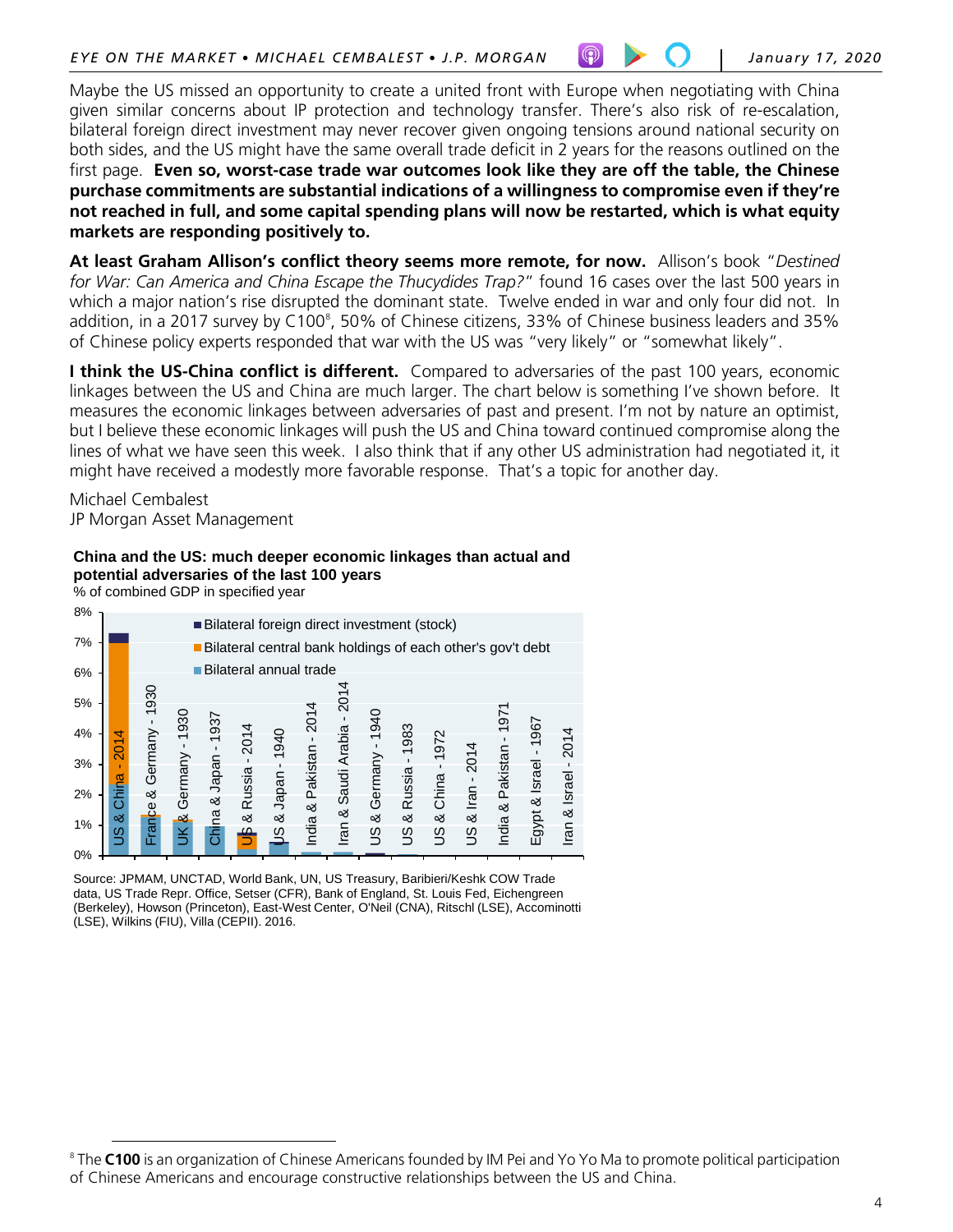Maybe the US missed an opportunity to create a united front with Europe when negotiating with China given similar concerns about IP protection and technology transfer. There's also risk of re-escalation, bilateral foreign direct investment may never recover given ongoing tensions around national security on both sides, and the US might have the same overall trade deficit in 2 years for the reasons outlined on the first page. **Even so, worst-case trade war outcomes look like they are off the table, the Chinese purchase commitments are substantial indications of a willingness to compromise even if they're not reached in full, and some capital spending plans will now be restarted, which is what equity markets are responding positively to.**

**At least Graham Allison's conflict theory seems more remote, for now.** Allison's book "*Destined for War: Can America and China Escape the Thucydides Trap?*" found 16 cases over the last 500 years in which a major nation's rise disrupted the dominant state. Twelve ended in war and only four did not. In addition, in a 2017 survey by C100[8], 50% of Chinese citizens, 33% of Chinese business leaders and 35% of Chinese policy experts responded that war with the US was "very likely" or "somewhat likely".

**I think the US-China conflict is different.** Compared to adversaries of the past 100 years, economic linkages between the US and China are much larger. The chart below is something I've shown before. It measures the economic linkages between adversaries of past and present. I'm not by nature an optimist, but I believe these economic linkages will push the US and China toward continued compromise along the lines of what we have seen this week. I also think that if any other US administration had negotiated it, it might have received a modestly more favorable response. That's a topic for another day.

Michael Cembalest
JP Morgan Asset Management

**China and the US: much deeper economic linkages than actual and potential adversaries of the last 100 years**
% of combined GDP in specified year

Bilateral foreign direct investment (stock); Bilateral central bank holdings of each other's gov't debt; Bilateral annual trade

US & China - 2014; France & Germany - 1930; UK & Germany - 1930; China & Japan - 1937; US & Russia - 2014; US & Japan - 1940; India & Pakistan - 2014; Iran & Saudi Arabia - 2014; US & Germany - 1940; US & Russia - 1983; US & China - 1972; US & Iran - 2014; India & Pakistan - 1971; Egypt & Israel - 1967; Iran & Israel - 2014

Source: JPMAM, UNCTAD, World Bank, UN, US Treasury, Baribieri/Keshk COW Trade data, US Trade Repr. Office, Setser (CFR), Bank of England, St. Louis Fed, Eichengreen (Berkeley), Howson (Princeton), East-West Center, O'Neil (CNA), Ritschl (LSE), Accominotti (LSE), Wilkins (FIU), Villa (CEPII). 2016.

[8] The **C100** is an organization of Chinese Americans founded by IM Pei and Yo Yo Ma to promote political participation of Chinese Americans and encourage constructive relationships between the US and China.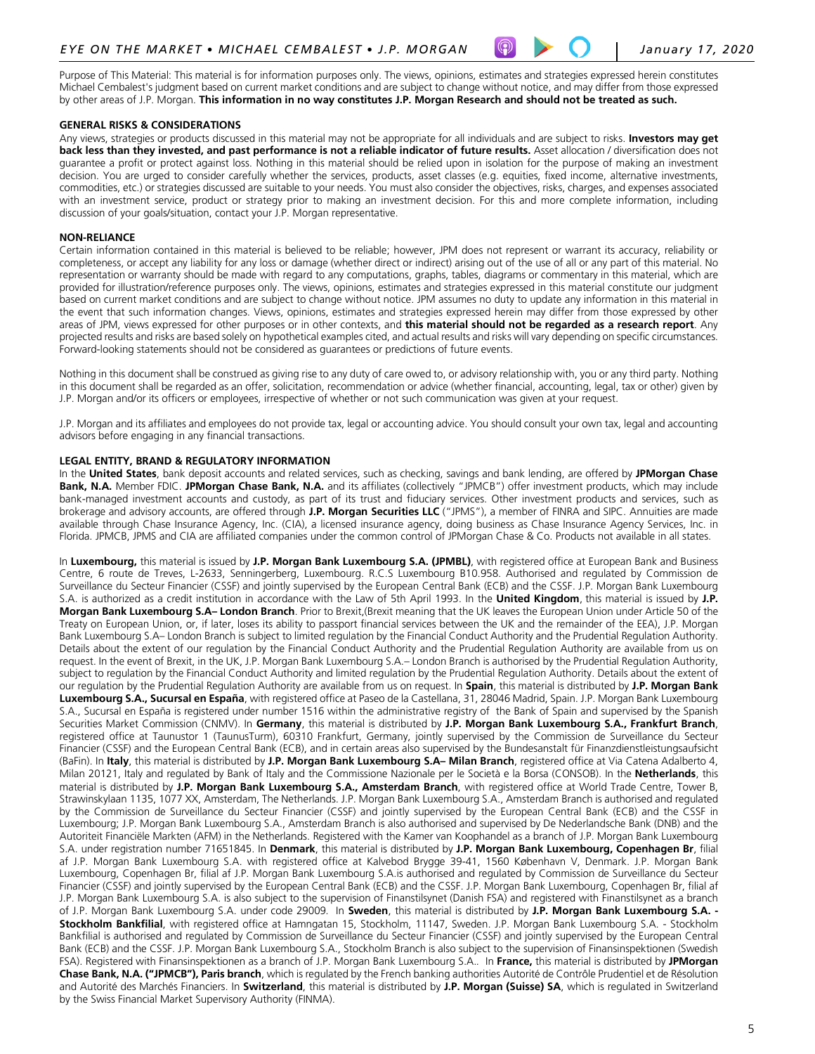Purpose of This Material: This material is for information purposes only. The views, opinions, estimates and strategies expressed herein constitutes Michael Cembalest's judgment based on current market conditions and are subject to change without notice, and may differ from those expressed by other areas of J.P. Morgan. **This information in no way constitutes J.P. Morgan Research and should not be treated as such.**

**GENERAL RISKS & CONSIDERATIONS**

Any views, strategies or products discussed in this material may not be appropriate for all individuals and are subject to risks. **Investors may get back less than they invested, and past performance is not a reliable indicator of future results.** Asset allocation / diversification does not guarantee a profit or protect against loss. Nothing in this material should be relied upon in isolation for the purpose of making an investment decision. You are urged to consider carefully whether the services, products, asset classes (e.g. equities, fixed income, alternative investments, commodities, etc.) or strategies discussed are suitable to your needs. You must also consider the objectives, risks, charges, and expenses associated with an investment service, product or strategy prior to making an investment decision. For this and more complete information, including discussion of your goals/situation, contact your J.P. Morgan representative.

**NON-RELIANCE**

Certain information contained in this material is believed to be reliable; however, JPM does not represent or warrant its accuracy, reliability or completeness, or accept any liability for any loss or damage (whether direct or indirect) arising out of the use of all or any part of this material. No representation or warranty should be made with regard to any computations, graphs, tables, diagrams or commentary in this material, which are provided for illustration/reference purposes only. The views, opinions, estimates and strategies expressed in this material constitute our judgment based on current market conditions and are subject to change without notice. JPM assumes no duty to update any information in this material in the event that such information changes. Views, opinions, estimates and strategies expressed herein may differ from those expressed by other areas of JPM, views expressed for other purposes or in other contexts, and **this material should not be regarded as a research report**. Any projected results and risks are based solely on hypothetical examples cited, and actual results and risks will vary depending on specific circumstances. Forward-looking statements should not be considered as guarantees or predictions of future events.

Nothing in this document shall be construed as giving rise to any duty of care owed to, or advisory relationship with, you or any third party. Nothing in this document shall be regarded as an offer, solicitation, recommendation or advice (whether financial, accounting, legal, tax or other) given by J.P. Morgan and/or its officers or employees, irrespective of whether or not such communication was given at your request.

J.P. Morgan and its affiliates and employees do not provide tax, legal or accounting advice. You should consult your own tax, legal and accounting advisors before engaging in any financial transactions.

**LEGAL ENTITY, BRAND & REGULATORY INFORMATION**

In the **United States**, bank deposit accounts and related services, such as checking, savings and bank lending, are offered by **JPMorgan Chase Bank, N.A.** Member FDIC. **JPMorgan Chase Bank, N.A.** and its affiliates (collectively "JPMCB") offer investment products, which may include bank-managed investment accounts and custody, as part of its trust and fiduciary services. Other investment products and services, such as brokerage and advisory accounts, are offered through **J.P. Morgan Securities LLC** ("JPMS"), a member of FINRA and SIPC. Annuities are made available through Chase Insurance Agency, Inc. (CIA), a licensed insurance agency, doing business as Chase Insurance Agency Services, Inc. in Florida. JPMCB, JPMS and CIA are affiliated companies under the common control of JPMorgan Chase & Co. Products not available in all states.

In **Luxembourg,** this material is issued by **J.P. Morgan Bank Luxembourg S.A. (JPMBL)**, with registered office at European Bank and Business Centre, 6 route de Treves, L-2633, Senningerberg, Luxembourg. R.C.S Luxembourg B10.958. Authorised and regulated by Commission de Surveillance du Secteur Financier (CSSF) and jointly supervised by the European Central Bank (ECB) and the CSSF. J.P. Morgan Bank Luxembourg S.A. is authorized as a credit institution in accordance with the Law of 5th April 1993. In the **United Kingdom**, this material is issued by **J.P. Morgan Bank Luxembourg S.A– London Branch**. Prior to Brexit,(Brexit meaning that the UK leaves the European Union under Article 50 of the Treaty on European Union, or, if later, loses its ability to passport financial services between the UK and the remainder of the EEA), J.P. Morgan Bank Luxembourg S.A– London Branch is subject to limited regulation by the Financial Conduct Authority and the Prudential Regulation Authority. Details about the extent of our regulation by the Financial Conduct Authority and the Prudential Regulation Authority are available from us on request. In the event of Brexit, in the UK, J.P. Morgan Bank Luxembourg S.A.– London Branch is authorised by the Prudential Regulation Authority, subject to regulation by the Financial Conduct Authority and limited regulation by the Prudential Regulation Authority. Details about the extent of our regulation by the Prudential Regulation Authority are available from us on request. In **Spain**, this material is distributed by **J.P. Morgan Bank Luxembourg S.A., Sucursal en España**, with registered office at Paseo de la Castellana, 31, 28046 Madrid, Spain. J.P. Morgan Bank Luxembourg S.A., Sucursal en España is registered under number 1516 within the administrative registry of the Bank of Spain and supervised by the Spanish Securities Market Commission (CNMV). In **Germany**, this material is distributed by **J.P. Morgan Bank Luxembourg S.A., Frankfurt Branch**, registered office at Taunustor 1 (TaunusTurm), 60310 Frankfurt, Germany, jointly supervised by the Commission de Surveillance du Secteur Financier (CSSF) and the European Central Bank (ECB), and in certain areas also supervised by the Bundesanstalt für Finanzdienstleistungsaufsicht (BaFin). In **Italy**, this material is distributed by **J.P. Morgan Bank Luxembourg S.A– Milan Branch**, registered office at Via Catena Adalberto 4, Milan 20121, Italy and regulated by Bank of Italy and the Commissione Nazionale per le Società e la Borsa (CONSOB). In the **Netherlands**, this material is distributed by **J.P. Morgan Bank Luxembourg S.A., Amsterdam Branch**, with registered office at World Trade Centre, Tower B, Strawinskylaan 1135, 1077 XX, Amsterdam, The Netherlands. J.P. Morgan Bank Luxembourg S.A., Amsterdam Branch is authorised and regulated by the Commission de Surveillance du Secteur Financier (CSSF) and jointly supervised by the European Central Bank (ECB) and the CSSF in Luxembourg; J.P. Morgan Bank Luxembourg S.A., Amsterdam Branch is also authorised and supervised by De Nederlandsche Bank (DNB) and the Autoriteit Financiële Markten (AFM) in the Netherlands. Registered with the Kamer van Koophandel as a branch of J.P. Morgan Bank Luxembourg S.A. under registration number 71651845. In **Denmark**, this material is distributed by **J.P. Morgan Bank Luxembourg, Copenhagen Br**, filial af J.P. Morgan Bank Luxembourg S.A. with registered office at Kalvebod Brygge 39-41, 1560 København V, Denmark. J.P. Morgan Bank Luxembourg, Copenhagen Br, filial af J.P. Morgan Bank Luxembourg S.A.is authorised and regulated by Commission de Surveillance du Secteur Financier (CSSF) and jointly supervised by the European Central Bank (ECB) and the CSSF. J.P. Morgan Bank Luxembourg, Copenhagen Br, filial af J.P. Morgan Bank Luxembourg S.A. is also subject to the supervision of Finanstilsynet (Danish FSA) and registered with Finanstilsynet as a branch of J.P. Morgan Bank Luxembourg S.A. under code 29009. In **Sweden**, this material is distributed by **J.P. Morgan Bank Luxembourg S.A. - Stockholm Bankfilial**, with registered office at Hamngatan 15, Stockholm, 11147, Sweden. J.P. Morgan Bank Luxembourg S.A. - Stockholm Bankfilial is authorised and regulated by Commission de Surveillance du Secteur Financier (CSSF) and jointly supervised by the European Central Bank (ECB) and the CSSF. J.P. Morgan Bank Luxembourg S.A., Stockholm Branch is also subject to the supervision of Finansinspektionen (Swedish FSA). Registered with Finansinspektionen as a branch of J.P. Morgan Bank Luxembourg S.A.. In **France,** this material is distributed by **JPMorgan Chase Bank, N.A. ("JPMCB"), Paris branch**, which is regulated by the French banking authorities Autorité de Contrôle Prudentiel et de Résolution and Autorité des Marchés Financiers. In **Switzerland**, this material is distributed by **J.P. Morgan (Suisse) SA**, which is regulated in Switzerland by the Swiss Financial Market Supervisory Authority (FINMA).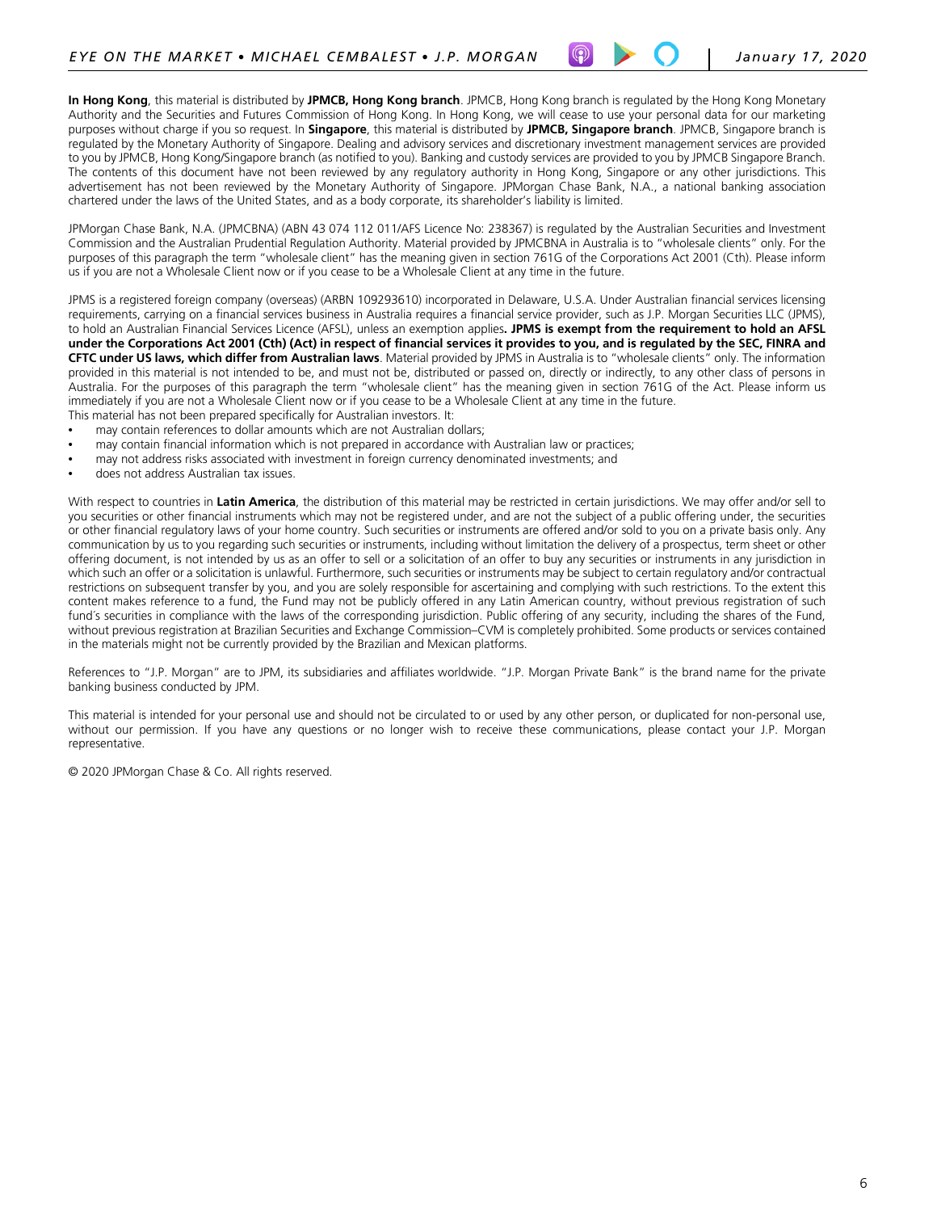**In Hong Kong**, this material is distributed by **JPMCB, Hong Kong branch**. JPMCB, Hong Kong branch is regulated by the Hong Kong Monetary Authority and the Securities and Futures Commission of Hong Kong. In Hong Kong, we will cease to use your personal data for our marketing purposes without charge if you so request. In **Singapore**, this material is distributed by **JPMCB, Singapore branch**. JPMCB, Singapore branch is regulated by the Monetary Authority of Singapore. Dealing and advisory services and discretionary investment management services are provided to you by JPMCB, Hong Kong/Singapore branch (as notified to you). Banking and custody services are provided to you by JPMCB Singapore Branch. The contents of this document have not been reviewed by any regulatory authority in Hong Kong, Singapore or any other jurisdictions. This advertisement has not been reviewed by the Monetary Authority of Singapore. JPMorgan Chase Bank, N.A., a national banking association chartered under the laws of the United States, and as a body corporate, its shareholder's liability is limited.

JPMorgan Chase Bank, N.A. (JPMCBNA) (ABN 43 074 112 011/AFS Licence No: 238367) is regulated by the Australian Securities and Investment Commission and the Australian Prudential Regulation Authority. Material provided by JPMCBNA in Australia is to "wholesale clients" only. For the purposes of this paragraph the term "wholesale client" has the meaning given in section 761G of the Corporations Act 2001 (Cth). Please inform us if you are not a Wholesale Client now or if you cease to be a Wholesale Client at any time in the future.

JPMS is a registered foreign company (overseas) (ARBN 109293610) incorporated in Delaware, U.S.A. Under Australian financial services licensing requirements, carrying on a financial services business in Australia requires a financial service provider, such as J.P. Morgan Securities LLC (JPMS), to hold an Australian Financial Services Licence (AFSL), unless an exemption applies**. JPMS is exempt from the requirement to hold an AFSL under the Corporations Act 2001 (Cth) (Act) in respect of financial services it provides to you, and is regulated by the SEC, FINRA and CFTC under US laws, which differ from Australian laws**. Material provided by JPMS in Australia is to "wholesale clients" only. The information provided in this material is not intended to be, and must not be, distributed or passed on, directly or indirectly, to any other class of persons in Australia. For the purposes of this paragraph the term "wholesale client" has the meaning given in section 761G of the Act. Please inform us immediately if you are not a Wholesale Client now or if you cease to be a Wholesale Client at any time in the future.
This material has not been prepared specifically for Australian investors. It:

- may contain references to dollar amounts which are not Australian dollars;
- may contain financial information which is not prepared in accordance with Australian law or practices;
- may not address risks associated with investment in foreign currency denominated investments; and
- does not address Australian tax issues.

With respect to countries in **Latin America**, the distribution of this material may be restricted in certain jurisdictions. We may offer and/or sell to you securities or other financial instruments which may not be registered under, and are not the subject of a public offering under, the securities or other financial regulatory laws of your home country. Such securities or instruments are offered and/or sold to you on a private basis only. Any communication by us to you regarding such securities or instruments, including without limitation the delivery of a prospectus, term sheet or other offering document, is not intended by us as an offer to sell or a solicitation of an offer to buy any securities or instruments in any jurisdiction in which such an offer or a solicitation is unlawful. Furthermore, such securities or instruments may be subject to certain regulatory and/or contractual restrictions on subsequent transfer by you, and you are solely responsible for ascertaining and complying with such restrictions. To the extent this content makes reference to a fund, the Fund may not be publicly offered in any Latin American country, without previous registration of such fund´s securities in compliance with the laws of the corresponding jurisdiction. Public offering of any security, including the shares of the Fund, without previous registration at Brazilian Securities and Exchange Commission–CVM is completely prohibited. Some products or services contained in the materials might not be currently provided by the Brazilian and Mexican platforms.

References to "J.P. Morgan" are to JPM, its subsidiaries and affiliates worldwide. "J.P. Morgan Private Bank" is the brand name for the private banking business conducted by JPM.

This material is intended for your personal use and should not be circulated to or used by any other person, or duplicated for non-personal use, without our permission. If you have any questions or no longer wish to receive these communications, please contact your J.P. Morgan representative.

© 2020 JPMorgan Chase & Co. All rights reserved.